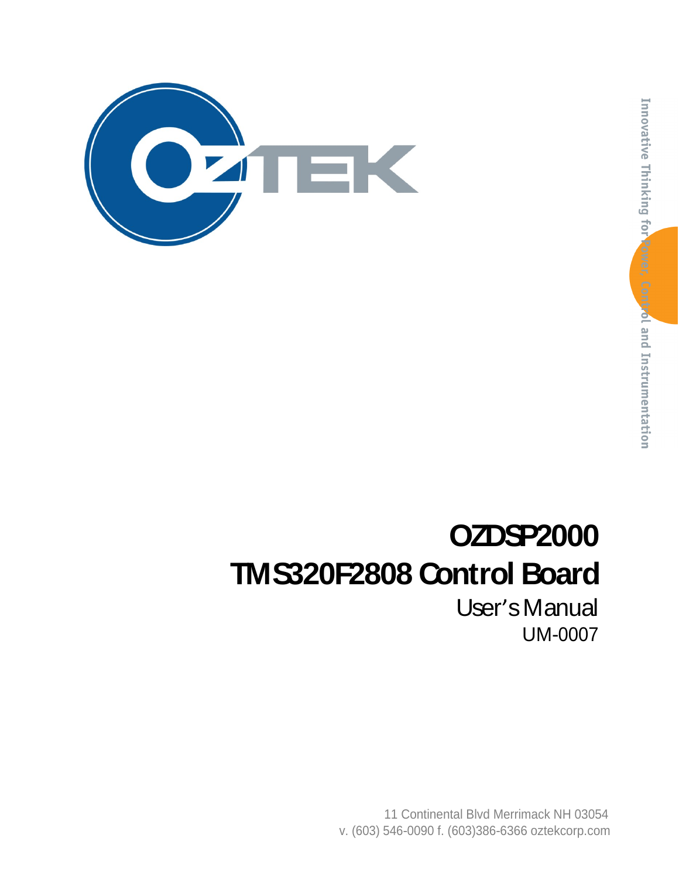OZTEK

Innovative Thinking for Power, Control and Instrumentation

# OZDSP2000

# TMS320F2808 Control Board

## User's Manual

UM-0007

11 Continental Blvd Merrimack NH 03054

v. (603) 546-0090 f. (603)386-6366 oztekcorp.com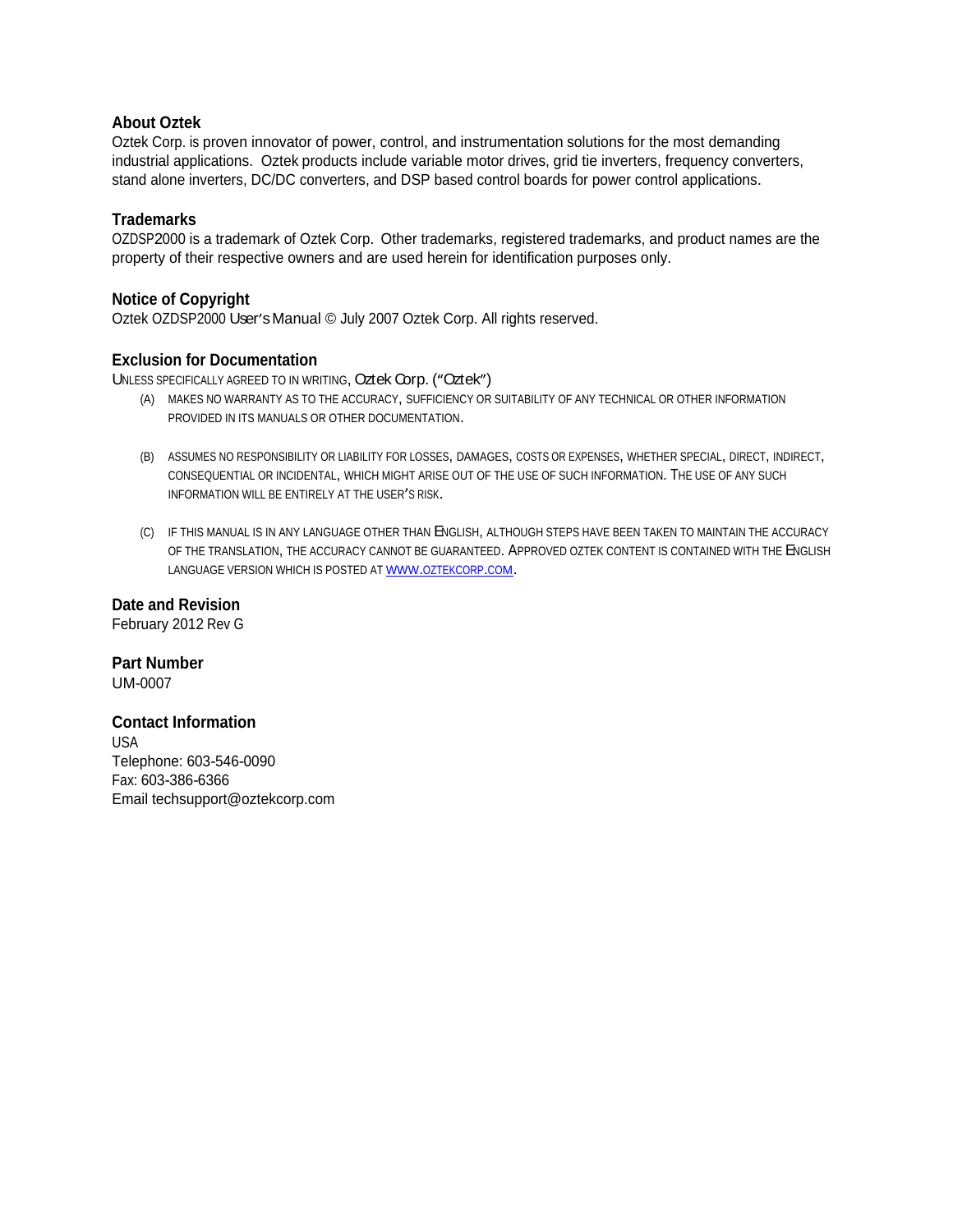### About Oztek

Oztek Corp. is proven innovator of power, control, and instrumentation solutions for the most demanding industrial applications. Oztek products include variable motor drives, grid tie inverters, frequency converters, stand alone inverters, DC/DC converters, and DSP based control boards for power control applications.

### Trademarks

OZDSP2000 is a trademark of Oztek Corp. Other trademarks, registered trademarks, and product names are the property of their respective owners and are used herein for identification purposes only.

### Notice of Copyright

Oztek OZDSP2000 User's Manual © July 2007 Oztek Corp. All rights reserved.

### Exclusion for Documentation

UNLESS SPECIFICALLY AGREED TO IN WRITING, Oztek Corp. ("Oztek")

(A) MAKES NO WARRANTY AS TO THE ACCURACY, SUFFICIENCY OR SUITABILITY OF ANY TECHNICAL OR OTHER INFORMATION PROVIDED IN ITS MANUALS OR OTHER DOCUMENTATION.

(B) ASSUMES NO RESPONSIBILITY OR LIABILITY FOR LOSSES, DAMAGES, COSTS OR EXPENSES, WHETHER SPECIAL, DIRECT, INDIRECT, CONSEQUENTIAL OR INCIDENTAL, WHICH MIGHT ARISE OUT OF THE USE OF SUCH INFORMATION. THE USE OF ANY SUCH INFORMATION WILL BE ENTIRELY AT THE USER'S RISK.

(C) IF THIS MANUAL IS IN ANY LANGUAGE OTHER THAN ENGLISH, ALTHOUGH STEPS HAVE BEEN TAKEN TO MAINTAIN THE ACCURACY OF THE TRANSLATION, THE ACCURACY CANNOT BE GUARANTEED. APPROVED OZTEK CONTENT IS CONTAINED WITH THE ENGLISH LANGUAGE VERSION WHICH IS POSTED AT WWW.OZTEKCORP.COM.

### Date and Revision

February 2012 Rev G

### Part Number

UM-0007

### Contact Information

USA
Telephone: 603-546-0090
Fax: 603-386-6366
Email techsupport@oztekcorp.com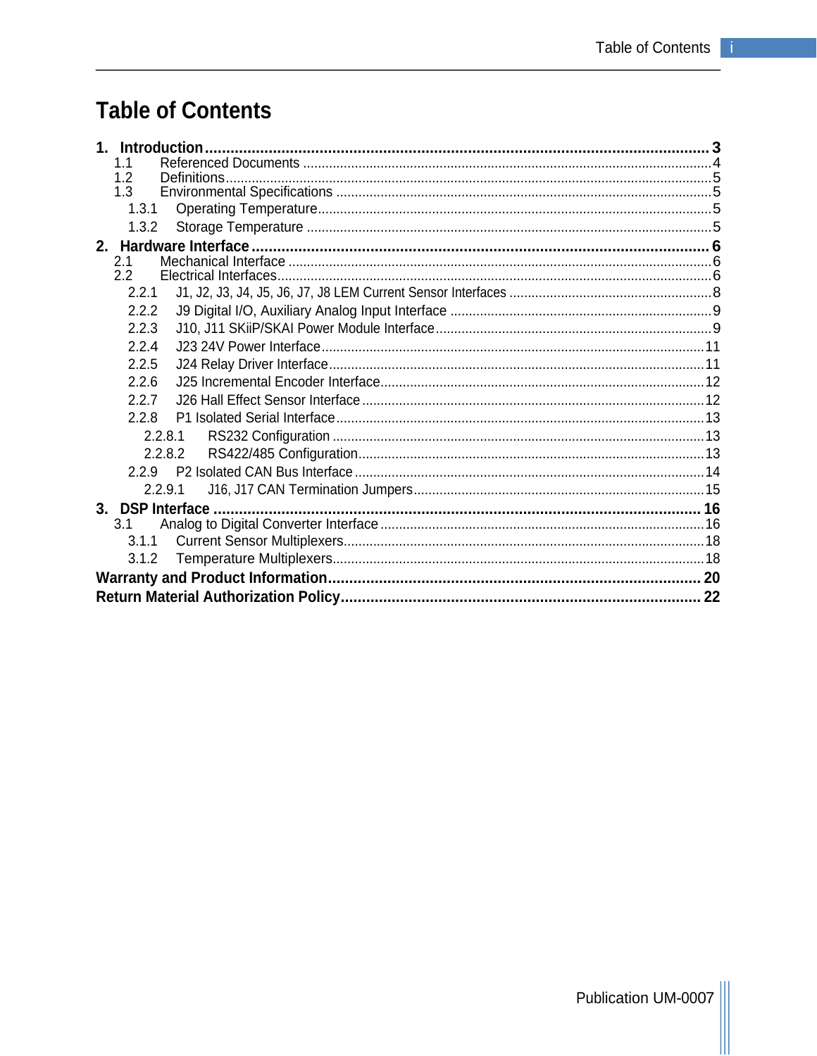# Table of Contents

**1. Introduction** ..... **3**
- 1.1 Referenced Documents ..... 4
- 1.2 Definitions ..... 5
- 1.3 Environmental Specifications ..... 5
  - 1.3.1 Operating Temperature ..... 5
  - 1.3.2 Storage Temperature ..... 5

**2. Hardware Interface** ..... **6**
- 2.1 Mechanical Interface ..... 6
- 2.2 Electrical Interfaces ..... 6
  - 2.2.1 J1, J2, J3, J4, J5, J6, J7, J8 LEM Current Sensor Interfaces ..... 8
  - 2.2.2 J9 Digital I/O, Auxiliary Analog Input Interface ..... 9
  - 2.2.3 J10, J11 SKiiP/SKAI Power Module Interface ..... 9
  - 2.2.4 J23 24V Power Interface ..... 11
  - 2.2.5 J24 Relay Driver Interface ..... 11
  - 2.2.6 J25 Incremental Encoder Interface ..... 12
  - 2.2.7 J26 Hall Effect Sensor Interface ..... 12
  - 2.2.8 P1 Isolated Serial Interface ..... 13
    - 2.2.8.1 RS232 Configuration ..... 13
    - 2.2.8.2 RS422/485 Configuration ..... 13
  - 2.2.9 P2 Isolated CAN Bus Interface ..... 14
    - 2.2.9.1 J16, J17 CAN Termination Jumpers ..... 15

**3. DSP Interface** ..... **16**
- 3.1 Analog to Digital Converter Interface ..... 16
  - 3.1.1 Current Sensor Multiplexers ..... 18
  - 3.1.2 Temperature Multiplexers ..... 18

**Warranty and Product Information** ..... **20**

**Return Material Authorization Policy** ..... **22**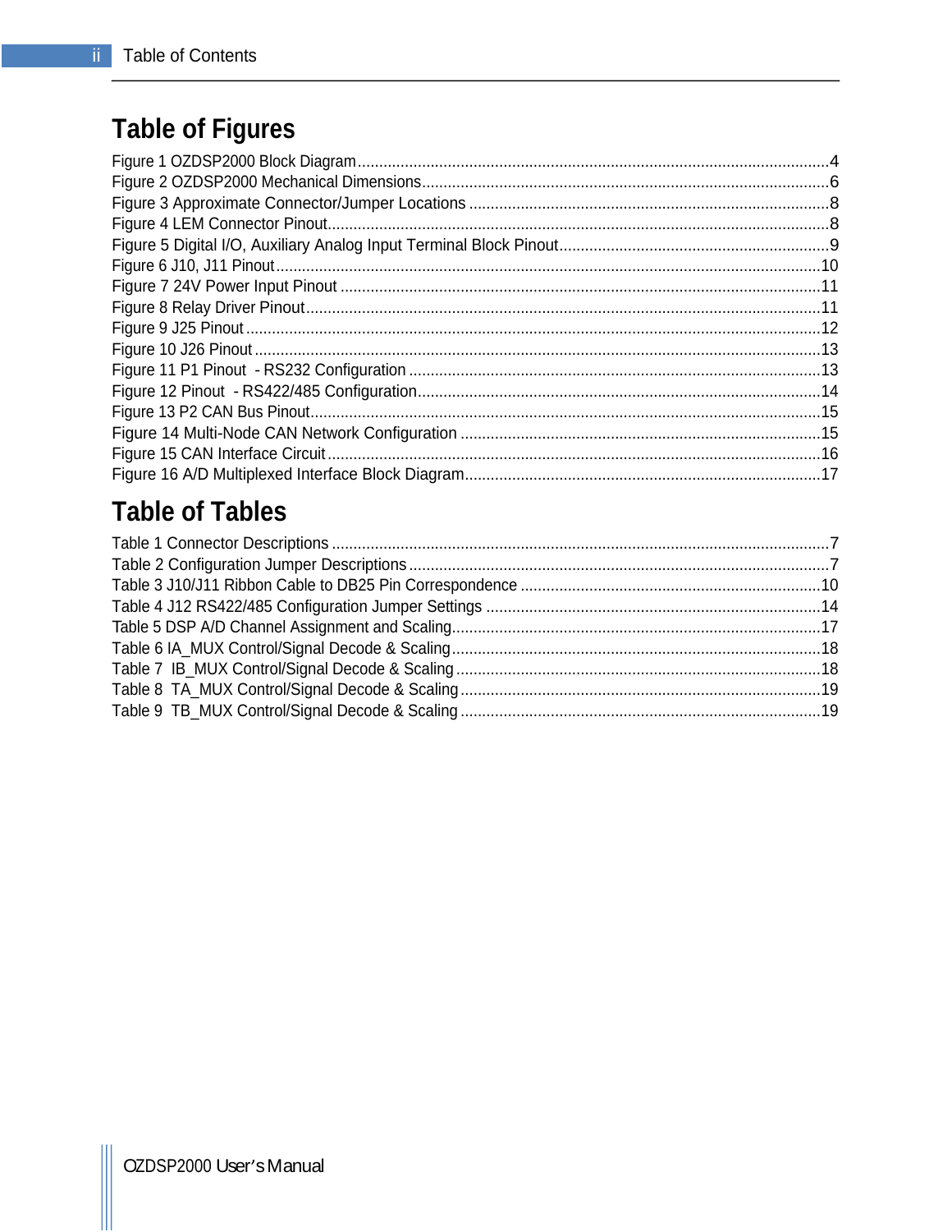# Table of Figures

Figure 1 OZDSP2000 Block Diagram............................................................................................................4
Figure 2 OZDSP2000 Mechanical Dimensions.............................................................................................6
Figure 3 Approximate Connector/Jumper Locations ...................................................................................8
Figure 4 LEM Connector Pinout...................................................................................................................8
Figure 5 Digital I/O, Auxiliary Analog Input Terminal Block Pinout..............................................................9
Figure 6 J10, J11 Pinout.............................................................................................................................10
Figure 7 24V Power Input Pinout ..............................................................................................................11
Figure 8 Relay Driver Pinout.......................................................................................................................11
Figure 9 J25 Pinout....................................................................................................................................12
Figure 10 J26 Pinout..................................................................................................................................13
Figure 11 P1 Pinout - RS232 Configuration ...............................................................................................13
Figure 12 Pinout - RS422/485 Configuration.............................................................................................14
Figure 13 P2 CAN Bus Pinout.....................................................................................................................15
Figure 14 Multi-Node CAN Network Configuration ...................................................................................15
Figure 15 CAN Interface Circuit..................................................................................................................16
Figure 16 A/D Multiplexed Interface Block Diagram..................................................................................17

# Table of Tables

Table 1 Connector Descriptions ..................................................................................................................7
Table 2 Configuration Jumper Descriptions.................................................................................................7
Table 3 J10/J11 Ribbon Cable to DB25 Pin Correspondence .....................................................................10
Table 4 J12 RS422/485 Configuration Jumper Settings .............................................................................14
Table 5 DSP A/D Channel Assignment and Scaling.....................................................................................17
Table 6 IA_MUX Control/Signal Decode & Scaling.....................................................................................18
Table 7 IB_MUX Control/Signal Decode & Scaling....................................................................................18
Table 8 TA_MUX Control/Signal Decode & Scaling...................................................................................19
Table 9 TB_MUX Control/Signal Decode & Scaling...................................................................................19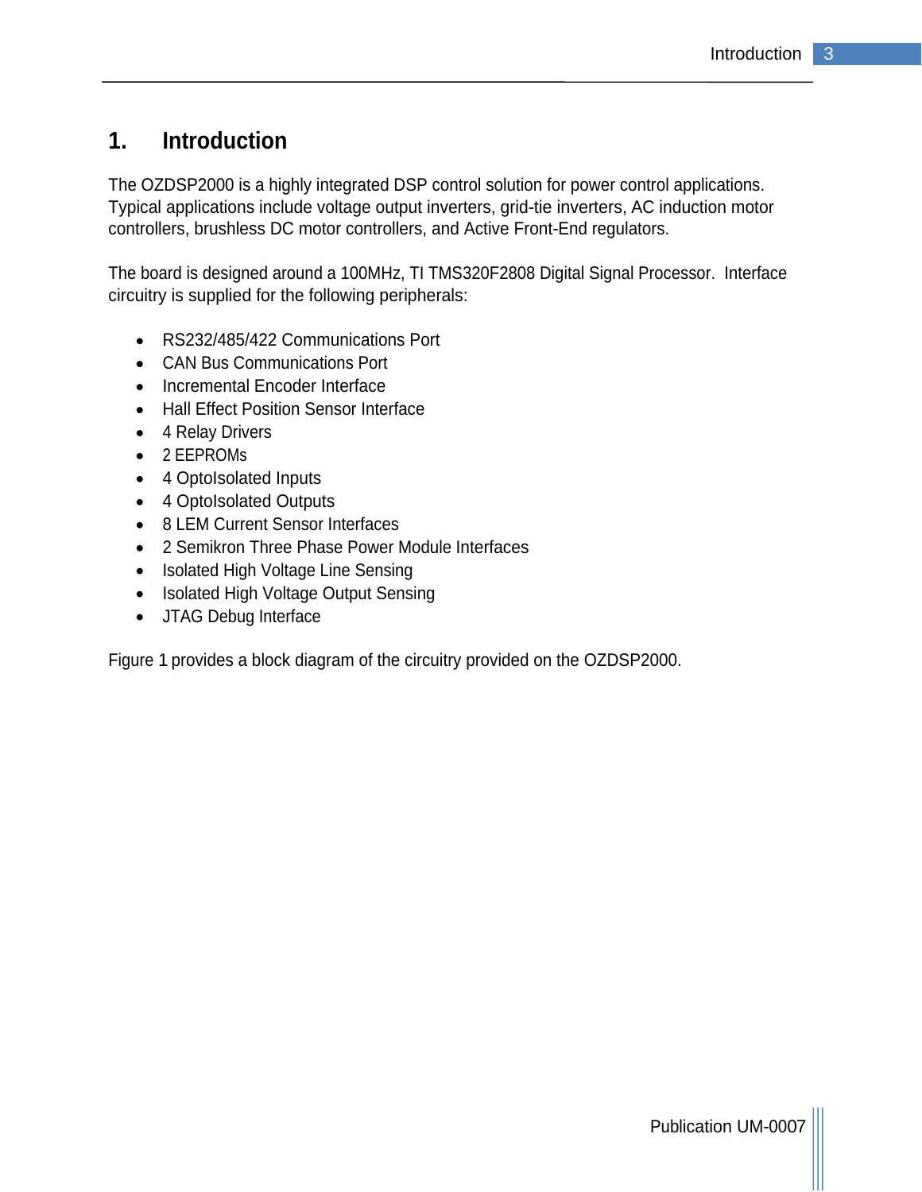# 1. Introduction

The OZDSP2000 is a highly integrated DSP control solution for power control applications. Typical applications include voltage output inverters, grid-tie inverters, AC induction motor controllers, brushless DC motor controllers, and Active Front-End regulators.

The board is designed around a 100MHz, TI TMS320F2808 Digital Signal Processor. Interface circuitry is supplied for the following peripherals:

- RS232/485/422 Communications Port
- CAN Bus Communications Port
- Incremental Encoder Interface
- Hall Effect Position Sensor Interface
- 4 Relay Drivers
- 2 EEPROMs
- 4 OptoIsolated Inputs
- 4 OptoIsolated Outputs
- 8 LEM Current Sensor Interfaces
- 2 Semikron Three Phase Power Module Interfaces
- Isolated High Voltage Line Sensing
- Isolated High Voltage Output Sensing
- JTAG Debug Interface

Figure 1 provides a block diagram of the circuitry provided on the OZDSP2000.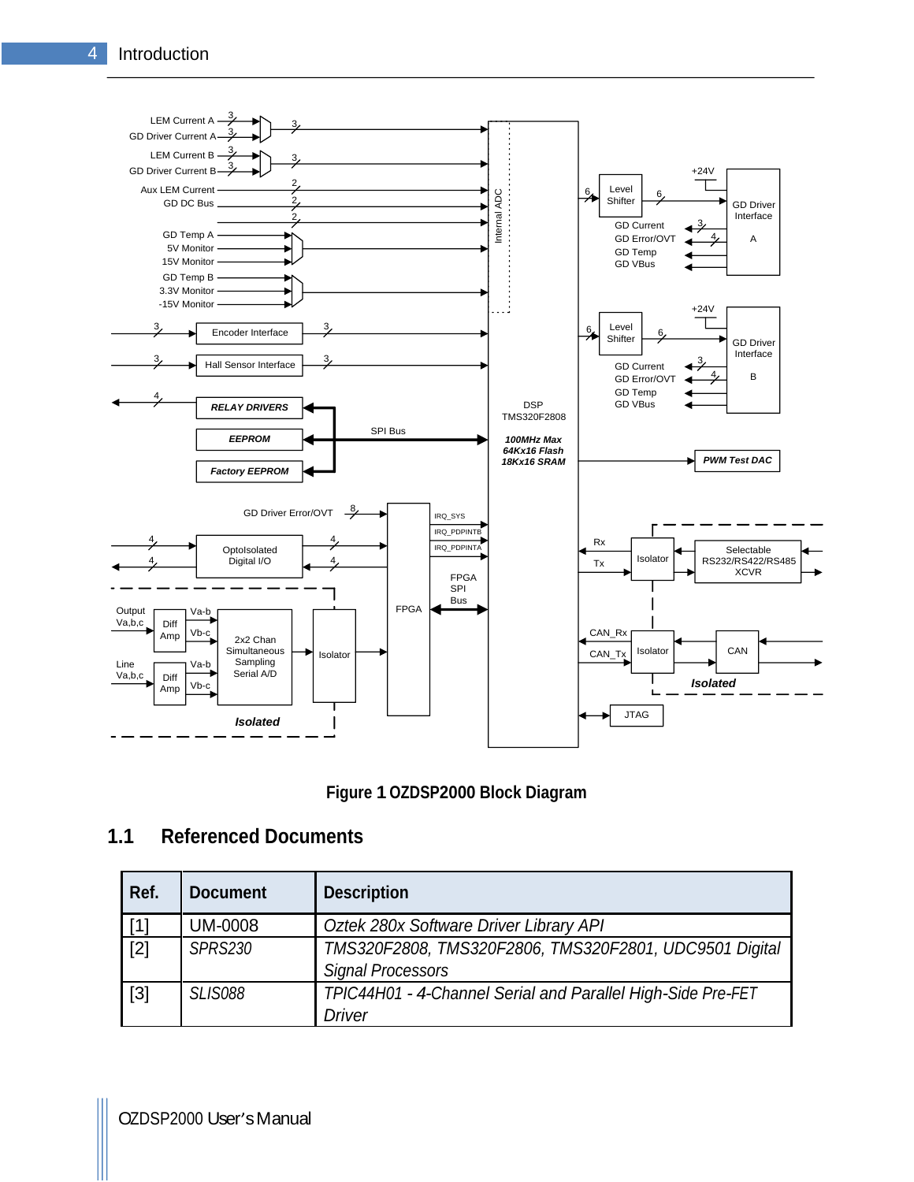Figure 1 OZDSP2000 Block Diagram

## 1.1 Referenced Documents

| Ref. | Document | Description |
|---|---|---|
| [1] | UM-0008 | *Oztek 280x Software Driver Library API* |
| [2] | *SPRS230* | *TMS320F2808, TMS320F2806, TMS320F2801, UDC9501 Digital Signal Processors* |
| [3] | *SLIS088* | *TPIC44H01 - 4-Channel Serial and Parallel High-Side Pre-FET Driver* |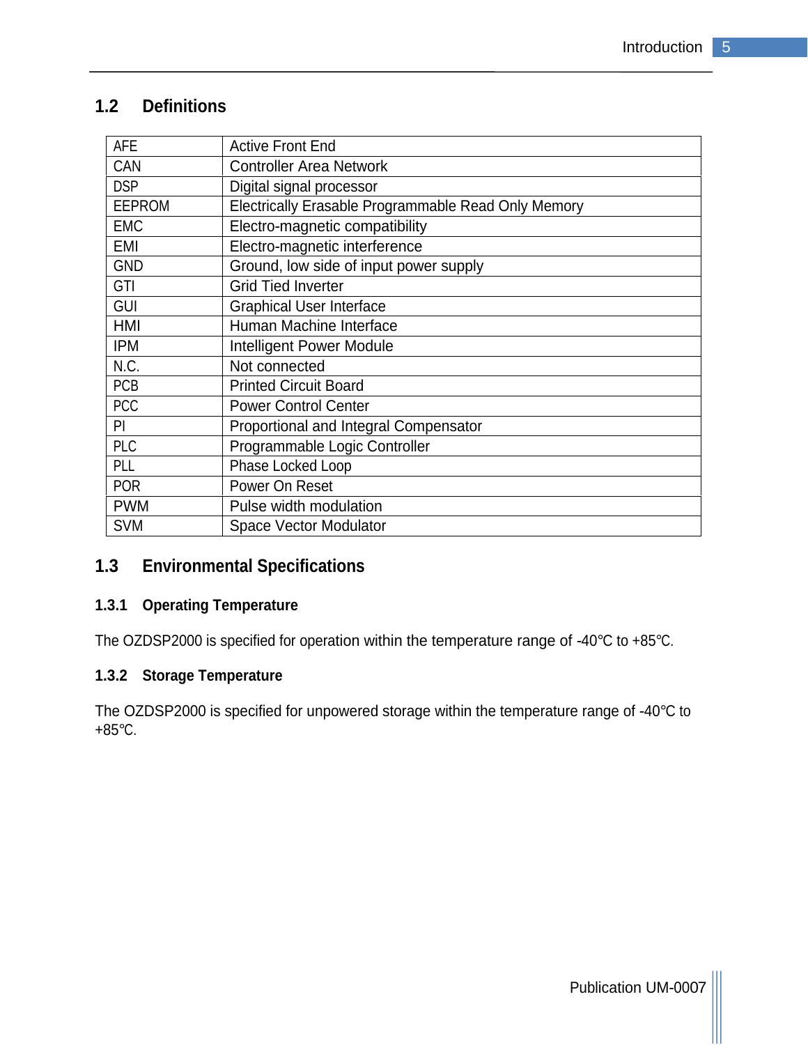## 1.2 Definitions

| | |
|---|---|
| AFE | Active Front End |
| CAN | Controller Area Network |
| DSP | Digital signal processor |
| EEPROM | Electrically Erasable Programmable Read Only Memory |
| EMC | Electro-magnetic compatibility |
| EMI | Electro-magnetic interference |
| GND | Ground, low side of input power supply |
| GTI | Grid Tied Inverter |
| GUI | Graphical User Interface |
| HMI | Human Machine Interface |
| IPM | Intelligent Power Module |
| N.C. | Not connected |
| PCB | Printed Circuit Board |
| PCC | Power Control Center |
| PI | Proportional and Integral Compensator |
| PLC | Programmable Logic Controller |
| PLL | Phase Locked Loop |
| POR | Power On Reset |
| PWM | Pulse width modulation |
| SVM | Space Vector Modulator |

## 1.3 Environmental Specifications

### 1.3.1 Operating Temperature

The OZDSP2000 is specified for operation within the temperature range of -40°C to +85°C.

### 1.3.2 Storage Temperature

The OZDSP2000 is specified for unpowered storage within the temperature range of -40°C to +85°C.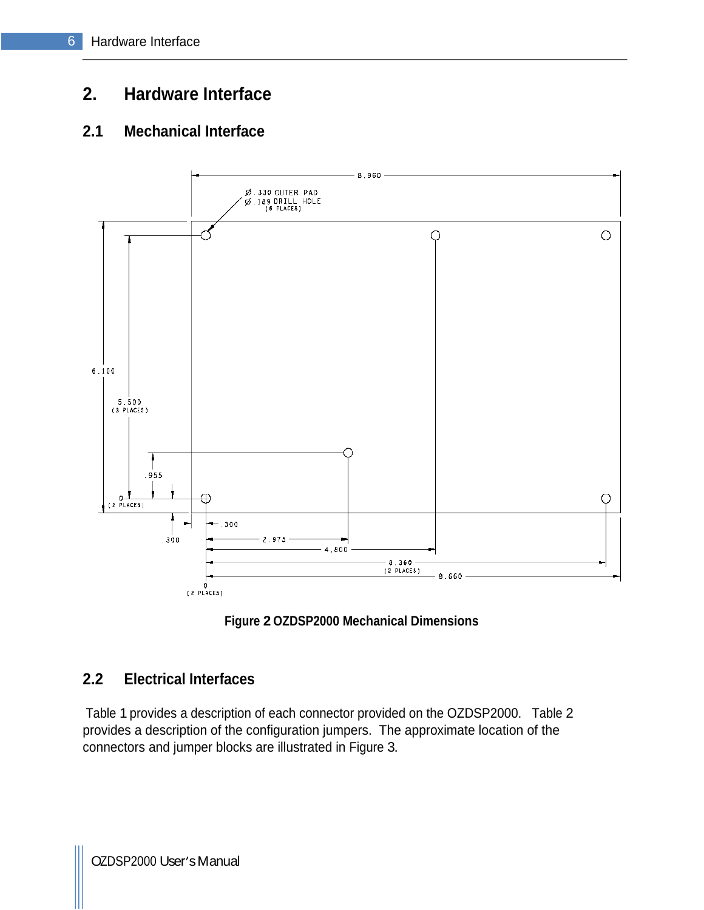# 2. Hardware Interface

## 2.1 Mechanical Interface

Figure 2 OZDSP2000 Mechanical Dimensions

## 2.2 Electrical Interfaces

Table 1 provides a description of each connector provided on the OZDSP2000. Table 2 provides a description of the configuration jumpers. The approximate location of the connectors and jumper blocks are illustrated in Figure 3.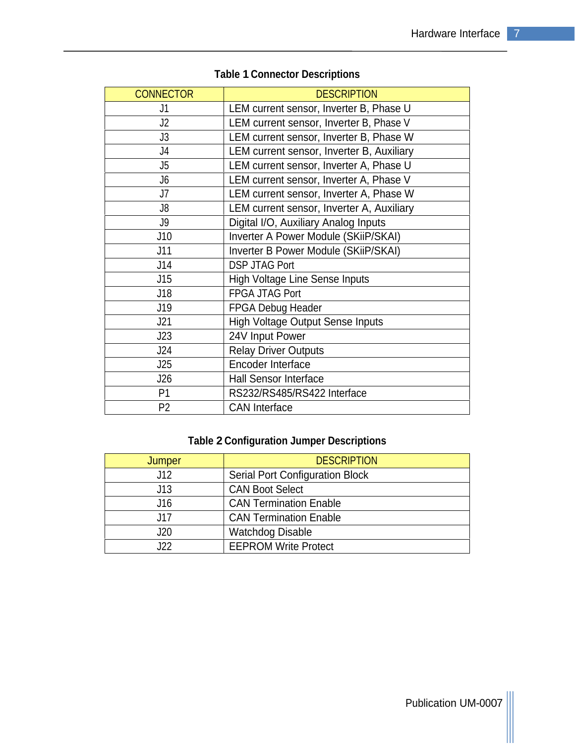**Table 1 Connector Descriptions**

| CONNECTOR | DESCRIPTION |
|---|---|
| J1 | LEM current sensor, Inverter B, Phase U |
| J2 | LEM current sensor, Inverter B, Phase V |
| J3 | LEM current sensor, Inverter B, Phase W |
| J4 | LEM current sensor, Inverter B, Auxiliary |
| J5 | LEM current sensor, Inverter A, Phase U |
| J6 | LEM current sensor, Inverter A, Phase V |
| J7 | LEM current sensor, Inverter A, Phase W |
| J8 | LEM current sensor, Inverter A, Auxiliary |
| J9 | Digital I/O, Auxiliary Analog Inputs |
| J10 | Inverter A Power Module (SKiiP/SKAI) |
| J11 | Inverter B Power Module (SKiiP/SKAI) |
| J14 | DSP JTAG Port |
| J15 | High Voltage Line Sense Inputs |
| J18 | FPGA JTAG Port |
| J19 | FPGA Debug Header |
| J21 | High Voltage Output Sense Inputs |
| J23 | 24V Input Power |
| J24 | Relay Driver Outputs |
| J25 | Encoder Interface |
| J26 | Hall Sensor Interface |
| P1 | RS232/RS485/RS422 Interface |
| P2 | CAN Interface |

**Table 2 Configuration Jumper Descriptions**

| Jumper | DESCRIPTION |
|---|---|
| J12 | Serial Port Configuration Block |
| J13 | CAN Boot Select |
| J16 | CAN Termination Enable |
| J17 | CAN Termination Enable |
| J20 | Watchdog Disable |
| J22 | EEPROM Write Protect |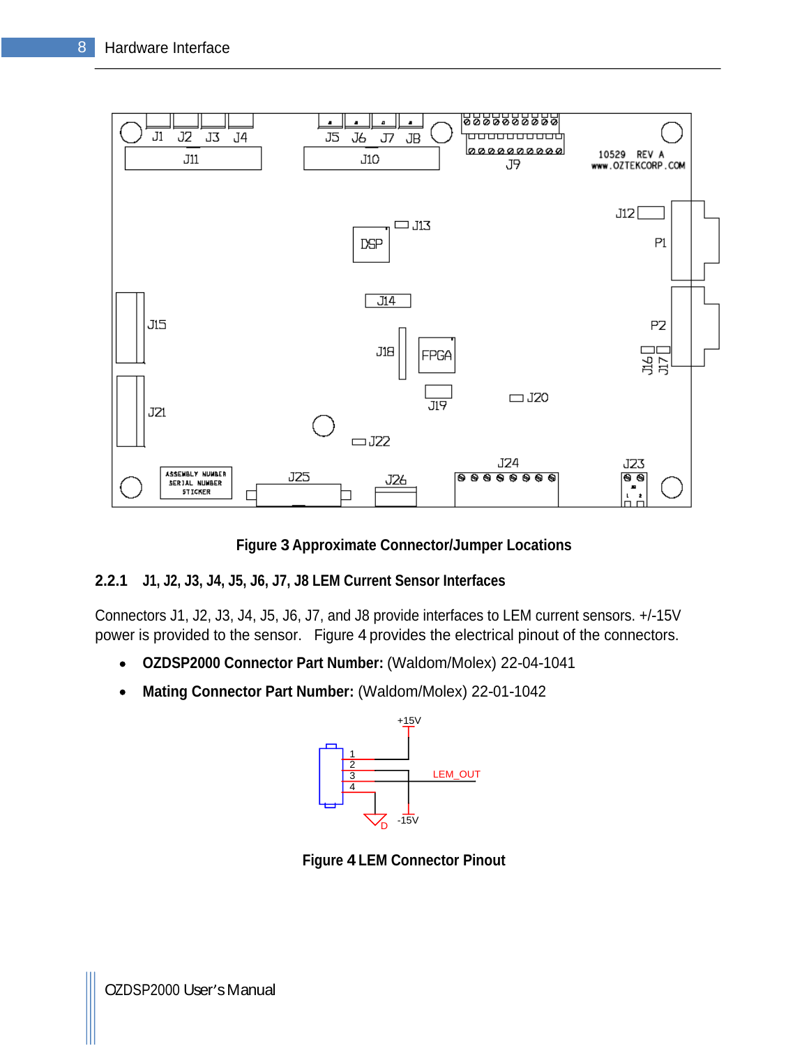Figure 3 Approximate Connector/Jumper Locations

### 2.2.1 J1, J2, J3, J4, J5, J6, J7, J8 LEM Current Sensor Interfaces

Connectors J1, J2, J3, J4, J5, J6, J7, and J8 provide interfaces to LEM current sensors. +/-15V power is provided to the sensor. Figure 4 provides the electrical pinout of the connectors.

- **OZDSP2000 Connector Part Number:** (Waldom/Molex) 22-04-1041
- **Mating Connector Part Number:** (Waldom/Molex) 22-01-1042

Figure 4 LEM Connector Pinout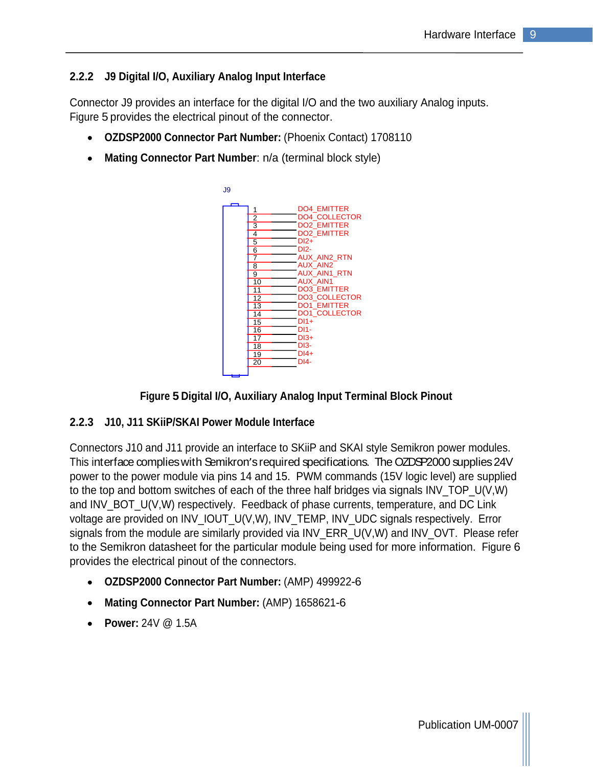### 2.2.2 J9 Digital I/O, Auxiliary Analog Input Interface

Connector J9 provides an interface for the digital I/O and the two auxiliary Analog inputs. Figure 5 provides the electrical pinout of the connector.

- **OZDSP2000 Connector Part Number:** (Phoenix Contact) 1708110
- **Mating Connector Part Number**: n/a (terminal block style)

J9

| Pin | Signal |
| --- | --- |
| 1 | DO4_EMITTER |
| 2 | DO4_COLLECTOR |
| 3 | DO2_EMITTER |
| 4 | DO2_EMITTER |
| 5 | DI2+ |
| 6 | DI2- |
| 7 | AUX_AIN2_RTN |
| 8 | AUX_AIN2 |
| 9 | AUX_AIN1_RTN |
| 10 | AUX_AIN1 |
| 11 | DO3_EMITTER |
| 12 | DO3_COLLECTOR |
| 13 | DO1_EMITTER |
| 14 | DO1_COLLECTOR |
| 15 | DI1+ |
| 16 | DI1- |
| 17 | DI3+ |
| 18 | DI3- |
| 19 | DI4+ |
| 20 | DI4- |

**Figure 5 Digital I/O, Auxiliary Analog Input Terminal Block Pinout**

### 2.2.3 J10, J11 SKiiP/SKAI Power Module Interface

Connectors J10 and J11 provide an interface to SKiiP and SKAI style Semikron power modules. This interface complies with Semikron's required specifications. The OZDSP2000 supplies 24V power to the power module via pins 14 and 15. PWM commands (15V logic level) are supplied to the top and bottom switches of each of the three half bridges via signals INV_TOP_U(V,W) and INV_BOT_U(V,W) respectively. Feedback of phase currents, temperature, and DC Link voltage are provided on INV_IOUT_U(V,W), INV_TEMP, INV_UDC signals respectively. Error signals from the module are similarly provided via INV_ERR_U(V,W) and INV_OVT. Please refer to the Semikron datasheet for the particular module being used for more information. Figure 6 provides the electrical pinout of the connectors.

- **OZDSP2000 Connector Part Number:** (AMP) 499922-6
- **Mating Connector Part Number:** (AMP) 1658621-6
- **Power:** 24V @ 1.5A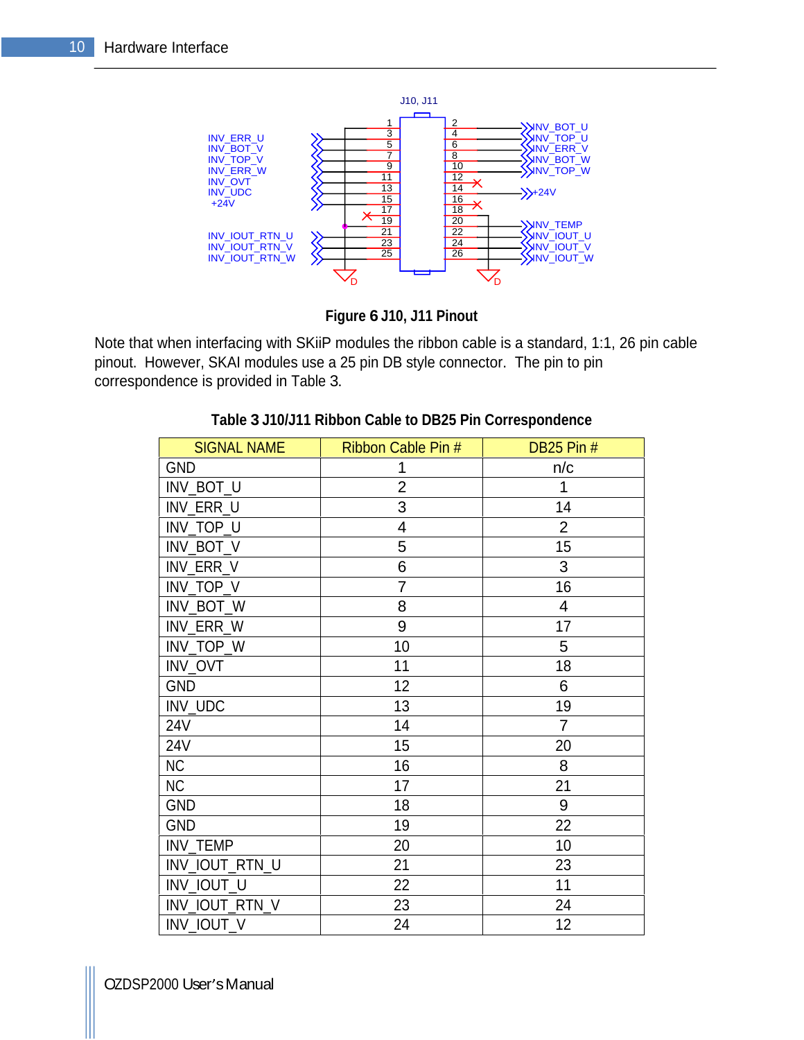J10, J11

| Left signal | Pin | Pin | Right signal |
|---|---|---|---|
| | 1 | 2 | INV_BOT_U |
| INV_ERR_U | 3 | 4 | INV_TOP_U |
| INV_BOT_V | 5 | 6 | INV_ERR_V |
| INV_TOP_V | 7 | 8 | INV_BOT_W |
| INV_ERR_W | 9 | 10 | INV_TOP_W |
| INV_OVT | 11 | 12 | |
| INV_UDC | 13 | 14 | +24V |
| +24V | 15 | 16 | |
| | 17 | 18 | |
| | 19 | 20 | INV_TEMP |
| INV_IOUT_RTN_U | 21 | 22 | INV_IOUT_U |
| INV_IOUT_RTN_V | 23 | 24 | INV_IOUT_V |
| INV_IOUT_RTN_W | 25 | 26 | INV_IOUT_W |

**Figure 6 J10, J11 Pinout**

Note that when interfacing with SKiiP modules the ribbon cable is a standard, 1:1, 26 pin cable pinout. However, SKAI modules use a 25 pin DB style connector. The pin to pin correspondence is provided in Table 3.

**Table 3 J10/J11 Ribbon Cable to DB25 Pin Correspondence**

| SIGNAL NAME | Ribbon Cable Pin # | DB25 Pin # |
|---|---|---|
| GND | 1 | n/c |
| INV_BOT_U | 2 | 1 |
| INV_ERR_U | 3 | 14 |
| INV_TOP_U | 4 | 2 |
| INV_BOT_V | 5 | 15 |
| INV_ERR_V | 6 | 3 |
| INV_TOP_V | 7 | 16 |
| INV_BOT_W | 8 | 4 |
| INV_ERR_W | 9 | 17 |
| INV_TOP_W | 10 | 5 |
| INV_OVT | 11 | 18 |
| GND | 12 | 6 |
| INV_UDC | 13 | 19 |
| 24V | 14 | 7 |
| 24V | 15 | 20 |
| NC | 16 | 8 |
| NC | 17 | 21 |
| GND | 18 | 9 |
| GND | 19 | 22 |
| INV_TEMP | 20 | 10 |
| INV_IOUT_RTN_U | 21 | 23 |
| INV_IOUT_U | 22 | 11 |
| INV_IOUT_RTN_V | 23 | 24 |
| INV_IOUT_V | 24 | 12 |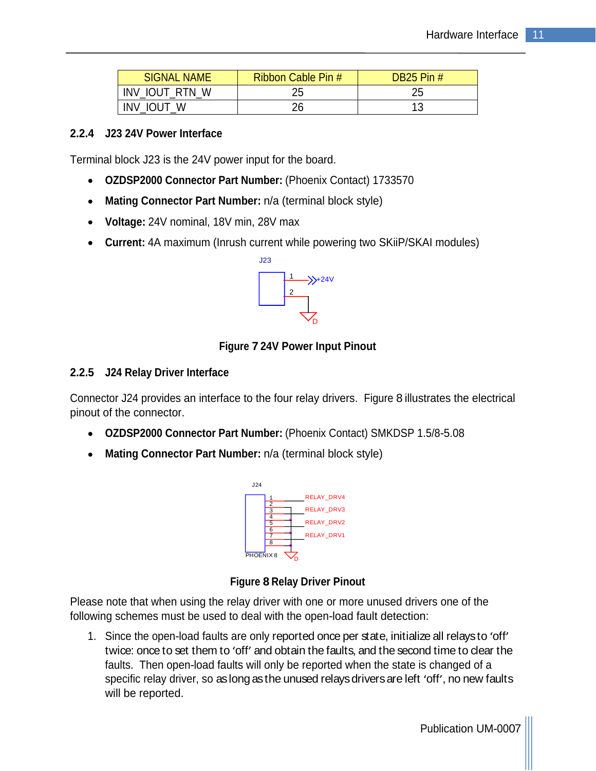| SIGNAL NAME | Ribbon Cable Pin # | DB25 Pin # |
|---|---|---|
| INV_IOUT_RTN_W | 25 | 25 |
| INV_IOUT_W | 26 | 13 |

### 2.2.4 J23 24V Power Interface

Terminal block J23 is the 24V power input for the board.

- **OZDSP2000 Connector Part Number:** (Phoenix Contact) 1733570
- **Mating Connector Part Number:** n/a (terminal block style)
- **Voltage:** 24V nominal, 18V min, 28V max
- **Current:** 4A maximum (Inrush current while powering two SKiiP/SKAI modules)

**Figure 7 24V Power Input Pinout**

### 2.2.5 J24 Relay Driver Interface

Connector J24 provides an interface to the four relay drivers. Figure 8 illustrates the electrical pinout of the connector.

- **OZDSP2000 Connector Part Number:** (Phoenix Contact) SMKDSP 1.5/8-5.08
- **Mating Connector Part Number:** n/a (terminal block style)

**Figure 8 Relay Driver Pinout**

Please note that when using the relay driver with one or more unused drivers one of the following schemes must be used to deal with the open-load fault detection:

1. Since the open-load faults are only reported once per state, initialize all relays to 'off' twice: once to set them to 'off' and obtain the faults, and the second time to clear the faults. Then open-load faults will only be reported when the state is changed of a specific relay driver, so as long as the unused relays drivers are left 'off', no new faults will be reported.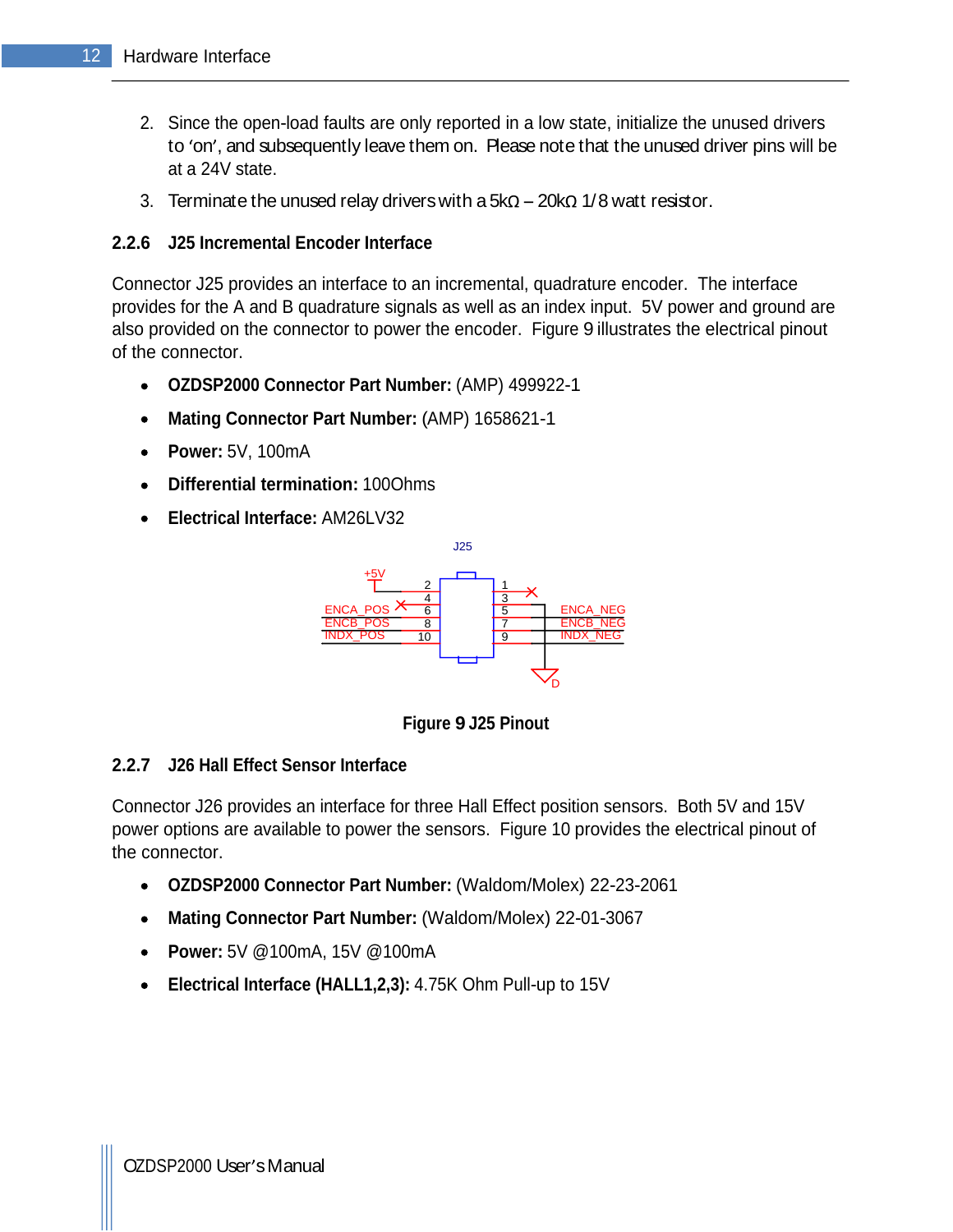2. Since the open-load faults are only reported in a low state, initialize the unused drivers to 'on', and subsequently leave them on. Please note that the unused driver pins will be at a 24V state.
3. Terminate the unused relay drivers with a 5kΩ – 20kΩ 1/8 watt resistor.

### 2.2.6 J25 Incremental Encoder Interface

Connector J25 provides an interface to an incremental, quadrature encoder. The interface provides for the A and B quadrature signals as well as an index input. 5V power and ground are also provided on the connector to power the encoder. Figure 9 illustrates the electrical pinout of the connector.

- **OZDSP2000 Connector Part Number:** (AMP) 499922-1
- **Mating Connector Part Number:** (AMP) 1658621-1
- **Power:** 5V, 100mA
- **Differential termination:** 100Ohms
- **Electrical Interface:** AM26LV32

**Figure 9 J25 Pinout**

### 2.2.7 J26 Hall Effect Sensor Interface

Connector J26 provides an interface for three Hall Effect position sensors. Both 5V and 15V power options are available to power the sensors. Figure 10 provides the electrical pinout of the connector.

- **OZDSP2000 Connector Part Number:** (Waldom/Molex) 22-23-2061
- **Mating Connector Part Number:** (Waldom/Molex) 22-01-3067
- **Power:** 5V @100mA, 15V @100mA
- **Electrical Interface (HALL1,2,3):** 4.75K Ohm Pull-up to 15V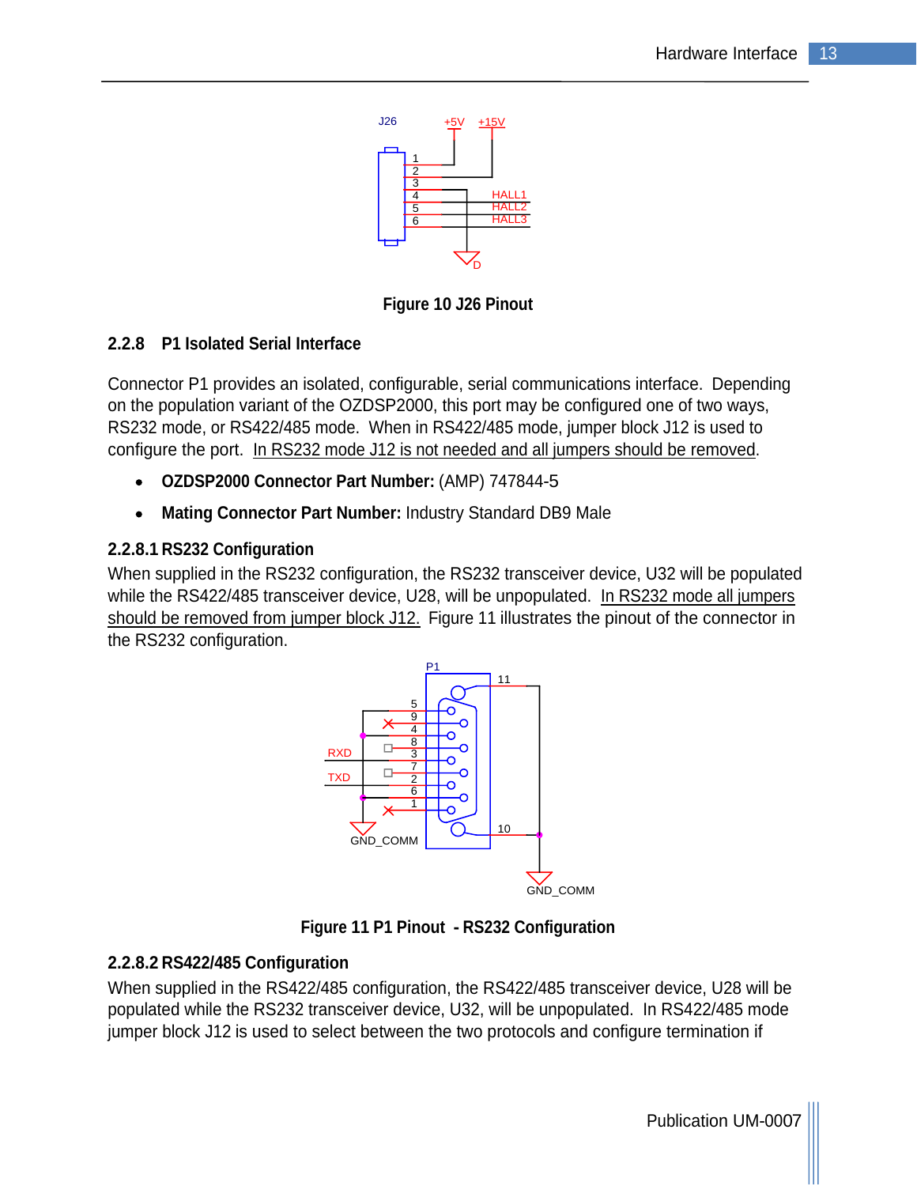Figure 10 J26 Pinout

### 2.2.8 P1 Isolated Serial Interface

Connector P1 provides an isolated, configurable, serial communications interface. Depending on the population variant of the OZDSP2000, this port may be configured one of two ways, RS232 mode, or RS422/485 mode. When in RS422/485 mode, jumper block J12 is used to configure the port. In RS232 mode J12 is not needed and all jumpers should be removed.

- **OZDSP2000 Connector Part Number:** (AMP) 747844-5
- **Mating Connector Part Number:** Industry Standard DB9 Male

#### 2.2.8.1 RS232 Configuration

When supplied in the RS232 configuration, the RS232 transceiver device, U32 will be populated while the RS422/485 transceiver device, U28, will be unpopulated. In RS232 mode all jumpers should be removed from jumper block J12. Figure 11 illustrates the pinout of the connector in the RS232 configuration.

Figure 11 P1 Pinout - RS232 Configuration

#### 2.2.8.2 RS422/485 Configuration

When supplied in the RS422/485 configuration, the RS422/485 transceiver device, U28 will be populated while the RS232 transceiver device, U32, will be unpopulated. In RS422/485 mode jumper block J12 is used to select between the two protocols and configure termination if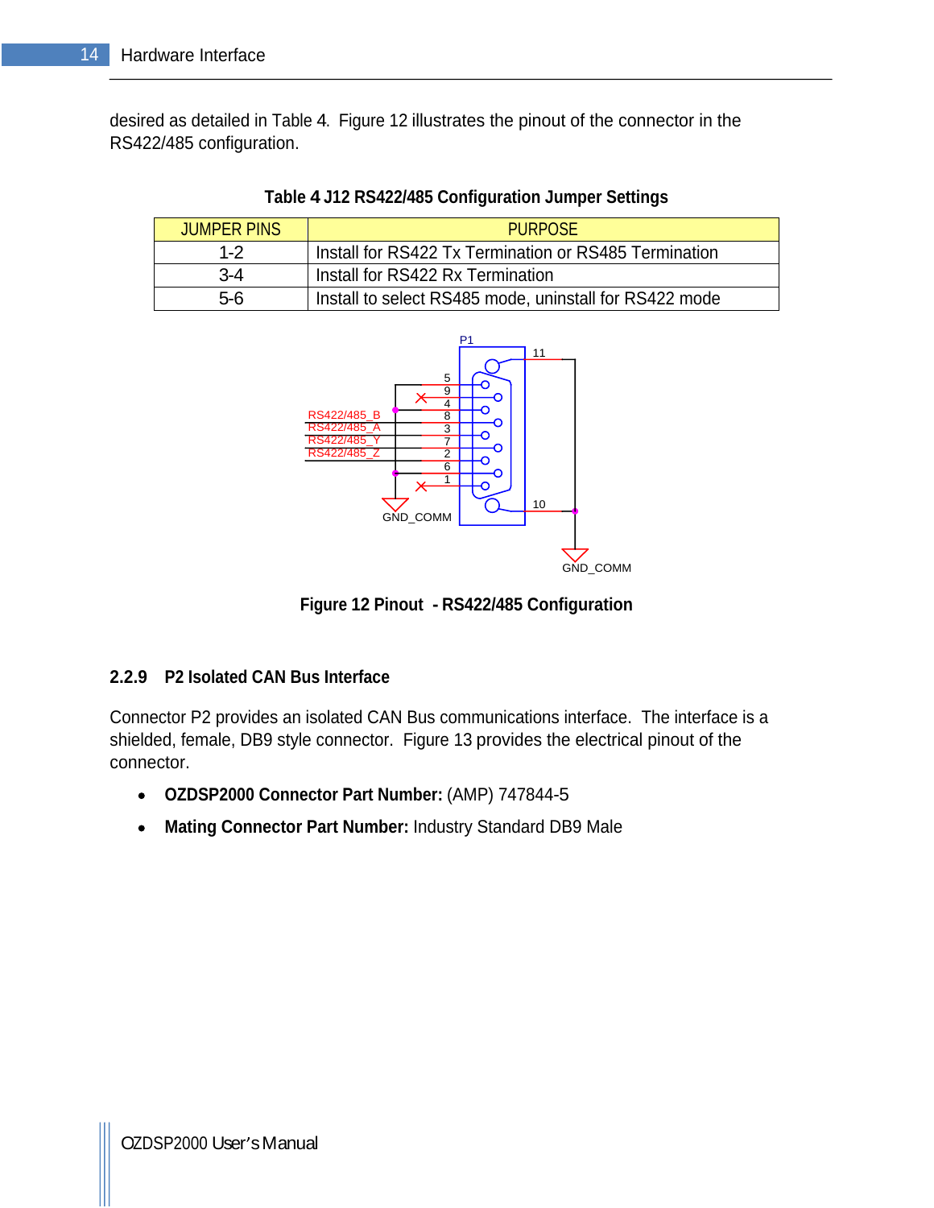desired as detailed in Table 4. Figure 12 illustrates the pinout of the connector in the RS422/485 configuration.

**Table 4 J12 RS422/485 Configuration Jumper Settings**

| JUMPER PINS | PURPOSE |
| --- | --- |
| 1-2 | Install for RS422 Tx Termination or RS485 Termination |
| 3-4 | Install for RS422 Rx Termination |
| 5-6 | Install to select RS485 mode, uninstall for RS422 mode |

P1

11

5
9
4
RS422/485_B 8
RS422/485_A 3
RS422/485_Y 7
RS422/485_Z 2
6
1

10

GND_COMM

GND_COMM

**Figure 12 Pinout - RS422/485 Configuration**

### 2.2.9 P2 Isolated CAN Bus Interface

Connector P2 provides an isolated CAN Bus communications interface. The interface is a shielded, female, DB9 style connector. Figure 13 provides the electrical pinout of the connector.

- **OZDSP2000 Connector Part Number:** (AMP) 747844-5
- **Mating Connector Part Number:** Industry Standard DB9 Male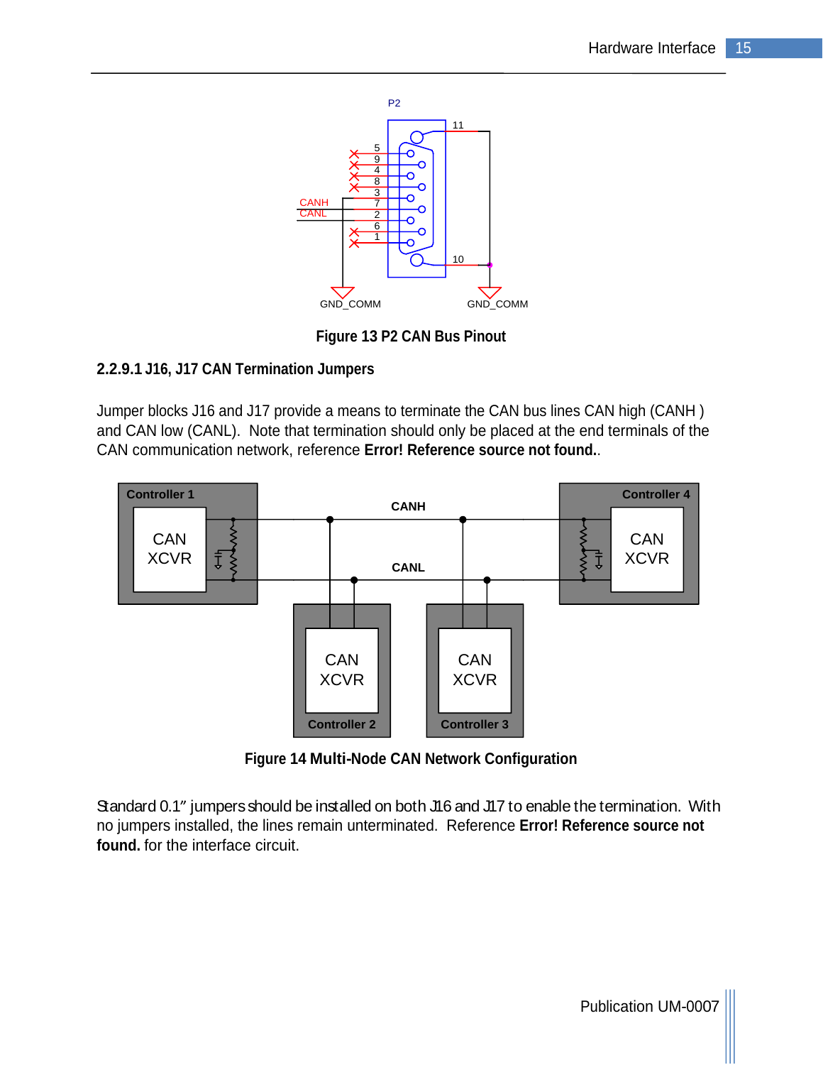Figure 13 P2 CAN Bus Pinout

#### 2.2.9.1 J16, J17 CAN Termination Jumpers

Jumper blocks J16 and J17 provide a means to terminate the CAN bus lines CAN high (CANH ) and CAN low (CANL). Note that termination should only be placed at the end terminals of the CAN communication network, reference **Error! Reference source not found.**.

Figure 14 Multi-Node CAN Network Configuration

Standard 0.1" jumpers should be installed on both J16 and J17 to enable the termination. With no jumpers installed, the lines remain unterminated. Reference **Error! Reference source not found.** for the interface circuit.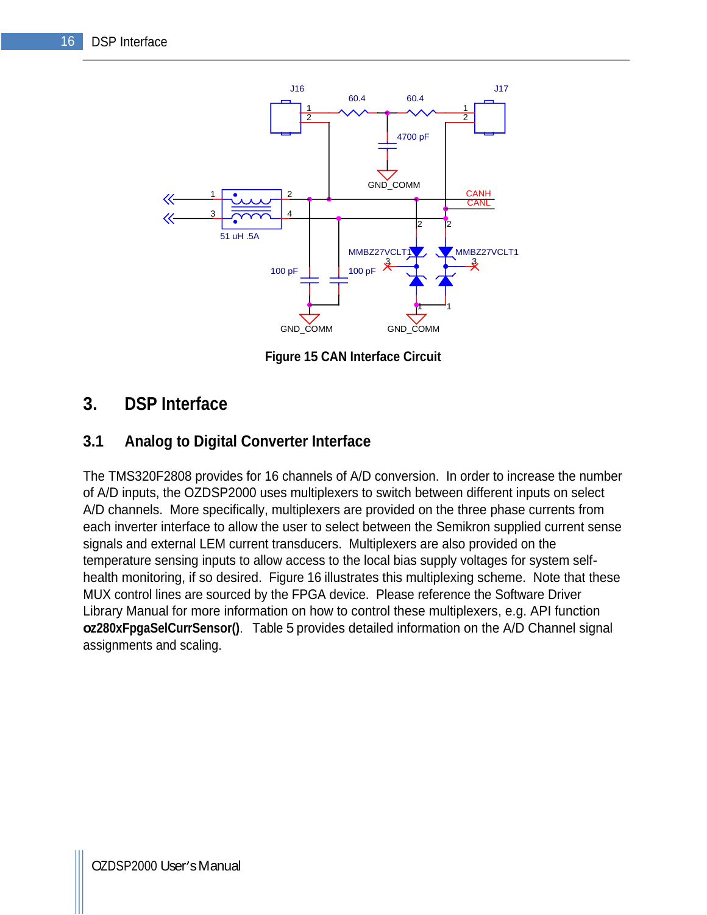Figure 15 CAN Interface Circuit

# 3. DSP Interface

## 3.1 Analog to Digital Converter Interface

The TMS320F2808 provides for 16 channels of A/D conversion. In order to increase the number of A/D inputs, the OZDSP2000 uses multiplexers to switch between different inputs on select A/D channels. More specifically, multiplexers are provided on the three phase currents from each inverter interface to allow the user to select between the Semikron supplied current sense signals and external LEM current transducers. Multiplexers are also provided on the temperature sensing inputs to allow access to the local bias supply voltages for system self-health monitoring, if so desired. Figure 16 illustrates this multiplexing scheme. Note that these MUX control lines are sourced by the FPGA device. Please reference the Software Driver Library Manual for more information on how to control these multiplexers, e.g. API function **oz280xFpgaSelCurrSensor()**. Table 5 provides detailed information on the A/D Channel signal assignments and scaling.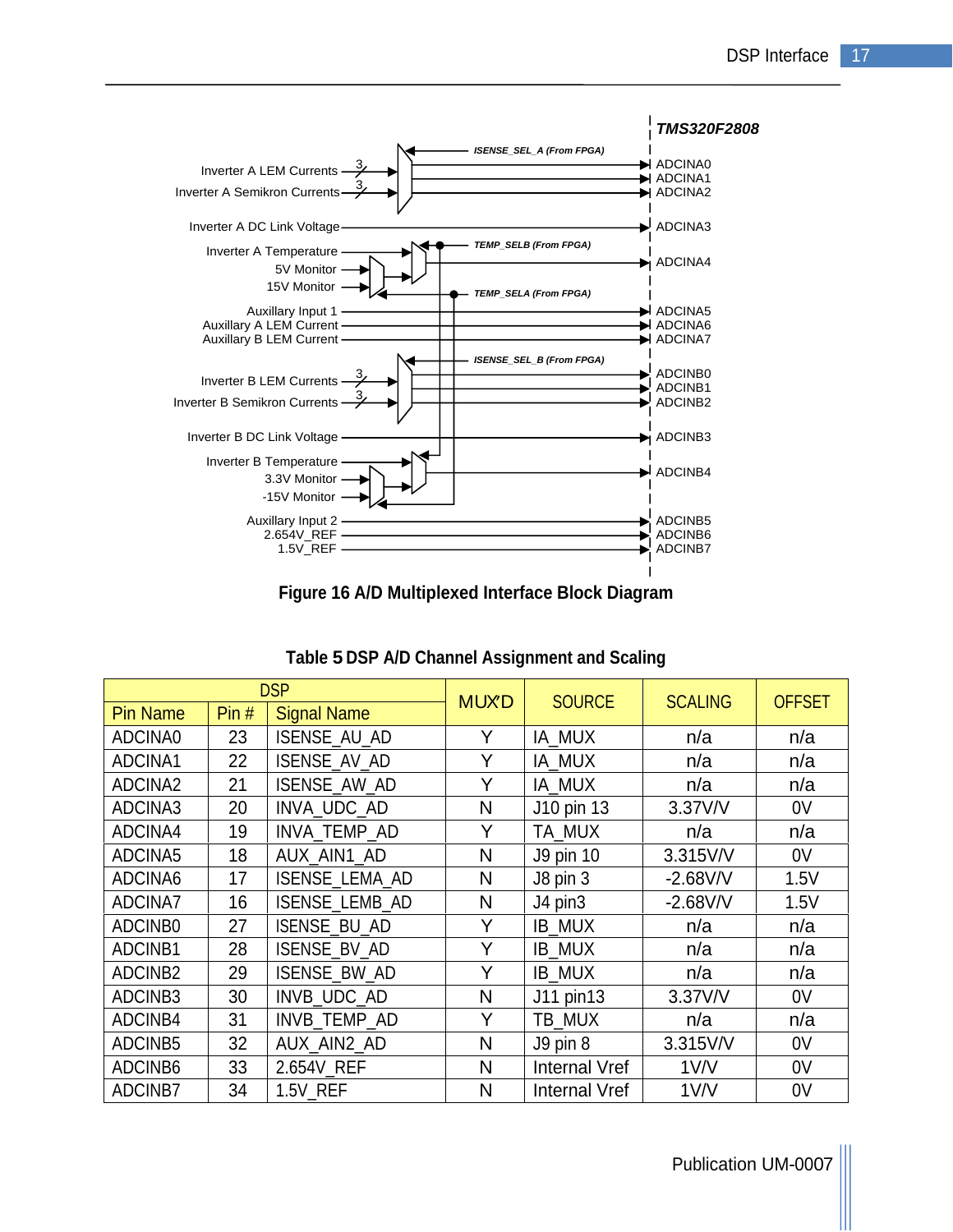**Figure 16 A/D Multiplexed Interface Block Diagram**

**Table 5 DSP A/D Channel Assignment and Scaling**

| DSP | | | MUX'D | SOURCE | SCALING | OFFSET |
|---|---|---|---|---|---|---|
| Pin Name | Pin # | Signal Name | | | | |
| ADCINA0 | 23 | ISENSE_AU_AD | Y | IA_MUX | n/a | n/a |
| ADCINA1 | 22 | ISENSE_AV_AD | Y | IA_MUX | n/a | n/a |
| ADCINA2 | 21 | ISENSE_AW_AD | Y | IA_MUX | n/a | n/a |
| ADCINA3 | 20 | INVA_UDC_AD | N | J10 pin 13 | 3.37V/V | 0V |
| ADCINA4 | 19 | INVA_TEMP_AD | Y | TA_MUX | n/a | n/a |
| ADCINA5 | 18 | AUX_AIN1_AD | N | J9 pin 10 | 3.315V/V | 0V |
| ADCINA6 | 17 | ISENSE_LEMA_AD | N | J8 pin 3 | -2.68V/V | 1.5V |
| ADCINA7 | 16 | ISENSE_LEMB_AD | N | J4 pin3 | -2.68V/V | 1.5V |
| ADCINB0 | 27 | ISENSE_BU_AD | Y | IB_MUX | n/a | n/a |
| ADCINB1 | 28 | ISENSE_BV_AD | Y | IB_MUX | n/a | n/a |
| ADCINB2 | 29 | ISENSE_BW_AD | Y | IB_MUX | n/a | n/a |
| ADCINB3 | 30 | INVB_UDC_AD | N | J11 pin13 | 3.37V/V | 0V |
| ADCINB4 | 31 | INVB_TEMP_AD | Y | TB_MUX | n/a | n/a |
| ADCINB5 | 32 | AUX_AIN2_AD | N | J9 pin 8 | 3.315V/V | 0V |
| ADCINB6 | 33 | 2.654V_REF | N | Internal Vref | 1V/V | 0V |
| ADCINB7 | 34 | 1.5V_REF | N | Internal Vref | 1V/V | 0V |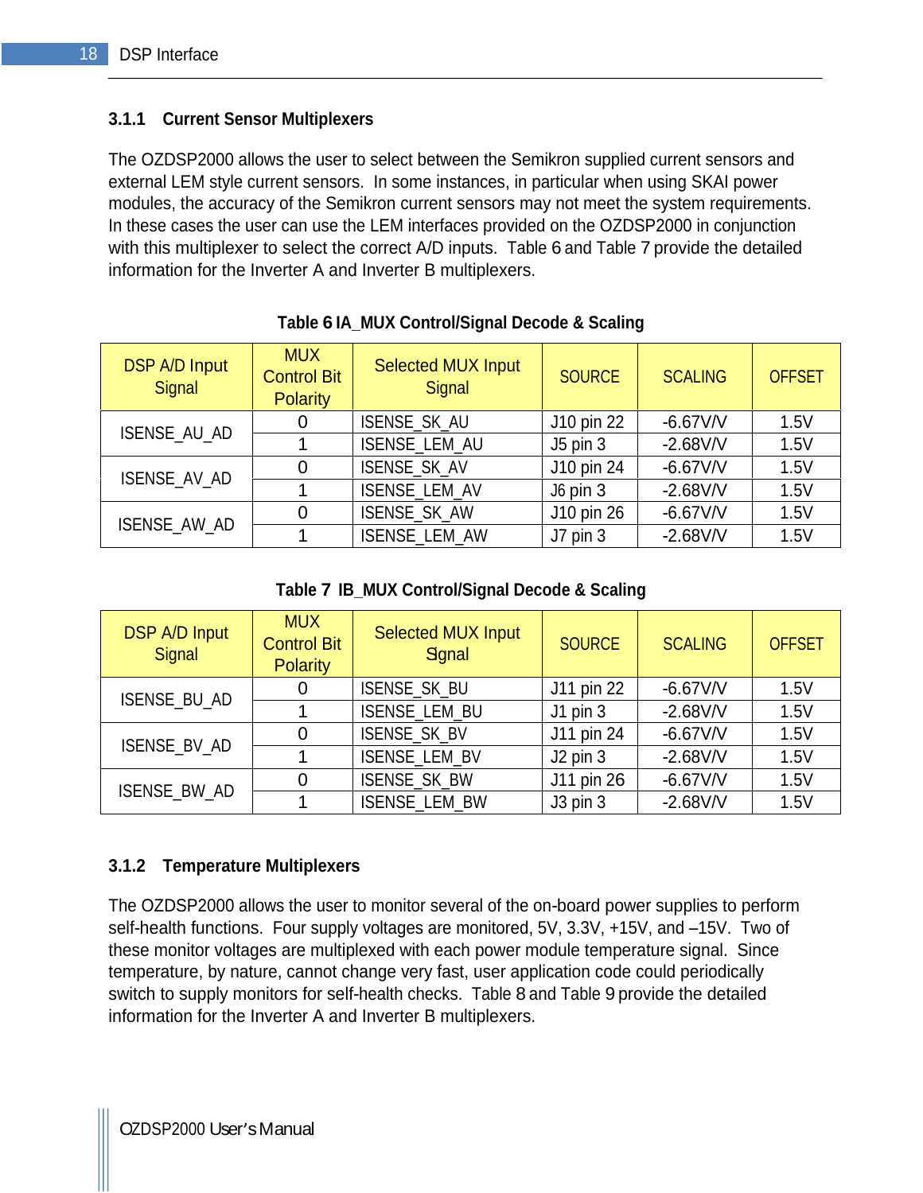### 3.1.1 Current Sensor Multiplexers

The OZDSP2000 allows the user to select between the Semikron supplied current sensors and external LEM style current sensors. In some instances, in particular when using SKAI power modules, the accuracy of the Semikron current sensors may not meet the system requirements. In these cases the user can use the LEM interfaces provided on the OZDSP2000 in conjunction with this multiplexer to select the correct A/D inputs. Table 6 and Table 7 provide the detailed information for the Inverter A and Inverter B multiplexers.

**Table 6 IA_MUX Control/Signal Decode & Scaling**

| DSP A/D Input Signal | MUX Control Bit Polarity | Selected MUX Input Signal | SOURCE | SCALING | OFFSET |
|---|---|---|---|---|---|
| ISENSE_AU_AD | 0 | ISENSE_SK_AU | J10 pin 22 | -6.67V/V | 1.5V |
| | 1 | ISENSE_LEM_AU | J5 pin 3 | -2.68V/V | 1.5V |
| ISENSE_AV_AD | 0 | ISENSE_SK_AV | J10 pin 24 | -6.67V/V | 1.5V |
| | 1 | ISENSE_LEM_AV | J6 pin 3 | -2.68V/V | 1.5V |
| ISENSE_AW_AD | 0 | ISENSE_SK_AW | J10 pin 26 | -6.67V/V | 1.5V |
| | 1 | ISENSE_LEM_AW | J7 pin 3 | -2.68V/V | 1.5V |

**Table 7 IB_MUX Control/Signal Decode & Scaling**

| DSP A/D Input Signal | MUX Control Bit Polarity | Selected MUX Input Signal | SOURCE | SCALING | OFFSET |
|---|---|---|---|---|---|
| ISENSE_BU_AD | 0 | ISENSE_SK_BU | J11 pin 22 | -6.67V/V | 1.5V |
| | 1 | ISENSE_LEM_BU | J1 pin 3 | -2.68V/V | 1.5V |
| ISENSE_BV_AD | 0 | ISENSE_SK_BV | J11 pin 24 | -6.67V/V | 1.5V |
| | 1 | ISENSE_LEM_BV | J2 pin 3 | -2.68V/V | 1.5V |
| ISENSE_BW_AD | 0 | ISENSE_SK_BW | J11 pin 26 | -6.67V/V | 1.5V |
| | 1 | ISENSE_LEM_BW | J3 pin 3 | -2.68V/V | 1.5V |

### 3.1.2 Temperature Multiplexers

The OZDSP2000 allows the user to monitor several of the on-board power supplies to perform self-health functions. Four supply voltages are monitored, 5V, 3.3V, +15V, and –15V. Two of these monitor voltages are multiplexed with each power module temperature signal. Since temperature, by nature, cannot change very fast, user application code could periodically switch to supply monitors for self-health checks. Table 8 and Table 9 provide the detailed information for the Inverter A and Inverter B multiplexers.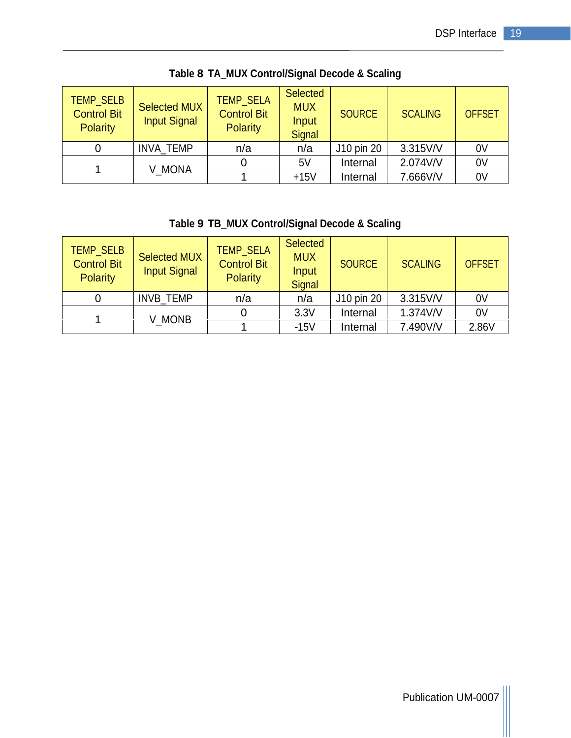**Table 8 TA_MUX Control/Signal Decode & Scaling**

| TEMP_SELB Control Bit Polarity | Selected MUX Input Signal | TEMP_SELA Control Bit Polarity | Selected MUX Input Signal | SOURCE | SCALING | OFFSET |
|---|---|---|---|---|---|---|
| 0 | INVA_TEMP | n/a | n/a | J10 pin 20 | 3.315V/V | 0V |
| 1 | V_MONA | 0 | 5V | Internal | 2.074V/V | 0V |
| | | 1 | +15V | Internal | 7.666V/V | 0V |

**Table 9 TB_MUX Control/Signal Decode & Scaling**

| TEMP_SELB Control Bit Polarity | Selected MUX Input Signal | TEMP_SELA Control Bit Polarity | Selected MUX Input Signal | SOURCE | SCALING | OFFSET |
|---|---|---|---|---|---|---|
| 0 | INVB_TEMP | n/a | n/a | J10 pin 20 | 3.315V/V | 0V |
| 1 | V_MONB | 0 | 3.3V | Internal | 1.374V/V | 0V |
| | | 1 | -15V | Internal | 7.490V/V | 2.86V |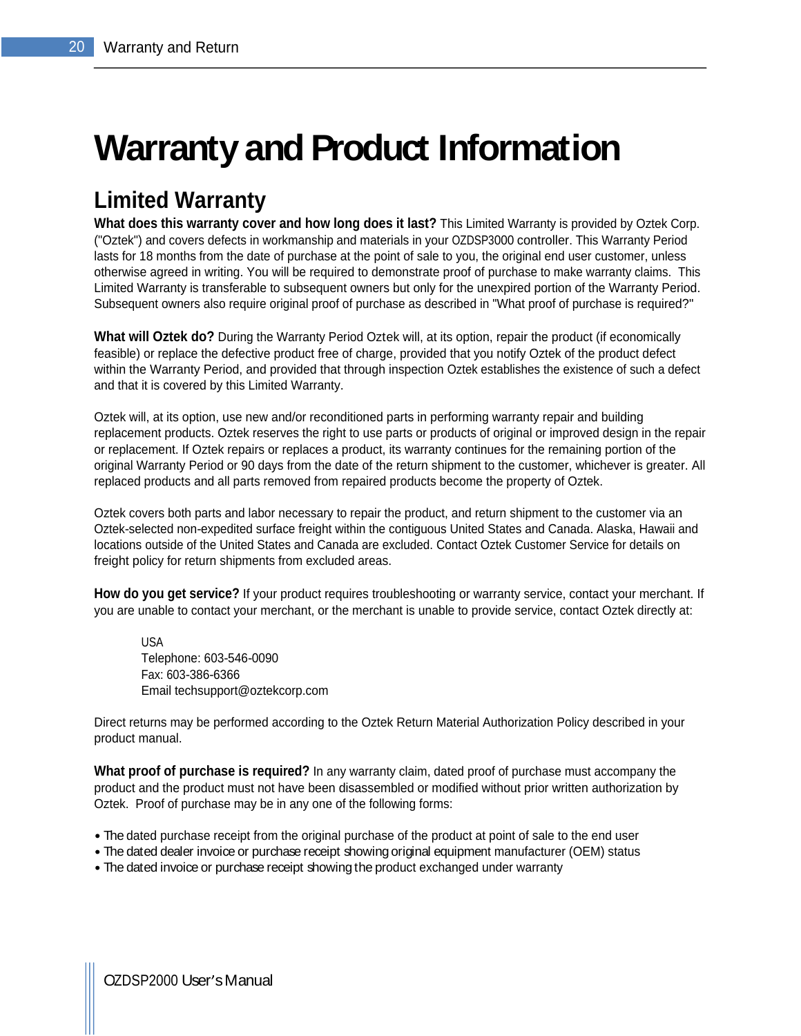# Warranty and Product Information

## Limited Warranty

**What does this warranty cover and how long does it last?** This Limited Warranty is provided by Oztek Corp. ("Oztek") and covers defects in workmanship and materials in your OZDSP3000 controller. This Warranty Period lasts for 18 months from the date of purchase at the point of sale to you, the original end user customer, unless otherwise agreed in writing. You will be required to demonstrate proof of purchase to make warranty claims. This Limited Warranty is transferable to subsequent owners but only for the unexpired portion of the Warranty Period. Subsequent owners also require original proof of purchase as described in "What proof of purchase is required?"

**What will Oztek do?** During the Warranty Period Oztek will, at its option, repair the product (if economically feasible) or replace the defective product free of charge, provided that you notify Oztek of the product defect within the Warranty Period, and provided that through inspection Oztek establishes the existence of such a defect and that it is covered by this Limited Warranty.

Oztek will, at its option, use new and/or reconditioned parts in performing warranty repair and building replacement products. Oztek reserves the right to use parts or products of original or improved design in the repair or replacement. If Oztek repairs or replaces a product, its warranty continues for the remaining portion of the original Warranty Period or 90 days from the date of the return shipment to the customer, whichever is greater. All replaced products and all parts removed from repaired products become the property of Oztek.

Oztek covers both parts and labor necessary to repair the product, and return shipment to the customer via an Oztek-selected non-expedited surface freight within the contiguous United States and Canada. Alaska, Hawaii and locations outside of the United States and Canada are excluded. Contact Oztek Customer Service for details on freight policy for return shipments from excluded areas.

**How do you get service?** If your product requires troubleshooting or warranty service, contact your merchant. If you are unable to contact your merchant, or the merchant is unable to provide service, contact Oztek directly at:

> USA
> Telephone: 603-546-0090
> Fax: 603-386-6366
> Email techsupport@oztekcorp.com

Direct returns may be performed according to the Oztek Return Material Authorization Policy described in your product manual.

**What proof of purchase is required?** In any warranty claim, dated proof of purchase must accompany the product and the product must not have been disassembled or modified without prior written authorization by Oztek. Proof of purchase may be in any one of the following forms:

- The dated purchase receipt from the original purchase of the product at point of sale to the end user
- The dated dealer invoice or purchase receipt showing original equipment manufacturer (OEM) status
- The dated invoice or purchase receipt showing the product exchanged under warranty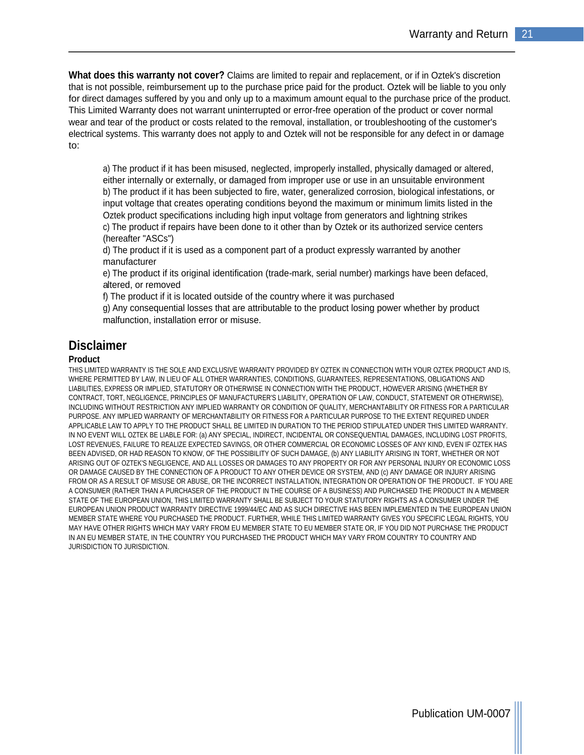**What does this warranty not cover?** Claims are limited to repair and replacement, or if in Oztek's discretion that is not possible, reimbursement up to the purchase price paid for the product. Oztek will be liable to you only for direct damages suffered by you and only up to a maximum amount equal to the purchase price of the product. This Limited Warranty does not warrant uninterrupted or error-free operation of the product or cover normal wear and tear of the product or costs related to the removal, installation, or troubleshooting of the customer's electrical systems. This warranty does not apply to and Oztek will not be responsible for any defect in or damage to:

> a) The product if it has been misused, neglected, improperly installed, physically damaged or altered, either internally or externally, or damaged from improper use or use in an unsuitable environment
> b) The product if it has been subjected to fire, water, generalized corrosion, biological infestations, or input voltage that creates operating conditions beyond the maximum or minimum limits listed in the Oztek product specifications including high input voltage from generators and lightning strikes
> c) The product if repairs have been done to it other than by Oztek or its authorized service centers (hereafter "ASCs")
> d) The product if it is used as a component part of a product expressly warranted by another manufacturer
> e) The product if its original identification (trade-mark, serial number) markings have been defaced, altered, or removed
> f) The product if it is located outside of the country where it was purchased
> g) Any consequential losses that are attributable to the product losing power whether by product malfunction, installation error or misuse.

## Disclaimer

### Product

THIS LIMITED WARRANTY IS THE SOLE AND EXCLUSIVE WARRANTY PROVIDED BY OZTEK IN CONNECTION WITH YOUR OZTEK PRODUCT AND IS, WHERE PERMITTED BY LAW, IN LIEU OF ALL OTHER WARRANTIES, CONDITIONS, GUARANTEES, REPRESENTATIONS, OBLIGATIONS AND LIABILITIES, EXPRESS OR IMPLIED, STATUTORY OR OTHERWISE IN CONNECTION WITH THE PRODUCT, HOWEVER ARISING (WHETHER BY CONTRACT, TORT, NEGLIGENCE, PRINCIPLES OF MANUFACTURER'S LIABILITY, OPERATION OF LAW, CONDUCT, STATEMENT OR OTHERWISE), INCLUDING WITHOUT RESTRICTION ANY IMPLIED WARRANTY OR CONDITION OF QUALITY, MERCHANTABILITY OR FITNESS FOR A PARTICULAR PURPOSE. ANY IMPLIED WARRANTY OF MERCHANTABILITY OR FITNESS FOR A PARTICULAR PURPOSE TO THE EXTENT REQUIRED UNDER APPLICABLE LAW TO APPLY TO THE PRODUCT SHALL BE LIMITED IN DURATION TO THE PERIOD STIPULATED UNDER THIS LIMITED WARRANTY. IN NO EVENT WILL OZTEK BE LIABLE FOR: (a) ANY SPECIAL, INDIRECT, INCIDENTAL OR CONSEQUENTIAL DAMAGES, INCLUDING LOST PROFITS, LOST REVENUES, FAILURE TO REALIZE EXPECTED SAVINGS, OR OTHER COMMERCIAL OR ECONOMIC LOSSES OF ANY KIND, EVEN IF OZTEK HAS BEEN ADVISED, OR HAD REASON TO KNOW, OF THE POSSIBILITY OF SUCH DAMAGE, (b) ANY LIABILITY ARISING IN TORT, WHETHER OR NOT ARISING OUT OF OZTEK'S NEGLIGENCE, AND ALL LOSSES OR DAMAGES TO ANY PROPERTY OR FOR ANY PERSONAL INJURY OR ECONOMIC LOSS OR DAMAGE CAUSED BY THE CONNECTION OF A PRODUCT TO ANY OTHER DEVICE OR SYSTEM, AND (c) ANY DAMAGE OR INJURY ARISING FROM OR AS A RESULT OF MISUSE OR ABUSE, OR THE INCORRECT INSTALLATION, INTEGRATION OR OPERATION OF THE PRODUCT. IF YOU ARE A CONSUMER (RATHER THAN A PURCHASER OF THE PRODUCT IN THE COURSE OF A BUSINESS) AND PURCHASED THE PRODUCT IN A MEMBER STATE OF THE EUROPEAN UNION, THIS LIMITED WARRANTY SHALL BE SUBJECT TO YOUR STATUTORY RIGHTS AS A CONSUMER UNDER THE EUROPEAN UNION PRODUCT WARRANTY DIRECTIVE 1999/44/EC AND AS SUCH DIRECTIVE HAS BEEN IMPLEMENTED IN THE EUROPEAN UNION MEMBER STATE WHERE YOU PURCHASED THE PRODUCT. FURTHER, WHILE THIS LIMITED WARRANTY GIVES YOU SPECIFIC LEGAL RIGHTS, YOU MAY HAVE OTHER RIGHTS WHICH MAY VARY FROM EU MEMBER STATE TO EU MEMBER STATE OR, IF YOU DID NOT PURCHASE THE PRODUCT IN AN EU MEMBER STATE, IN THE COUNTRY YOU PURCHASED THE PRODUCT WHICH MAY VARY FROM COUNTRY TO COUNTRY AND JURISDICTION TO JURISDICTION.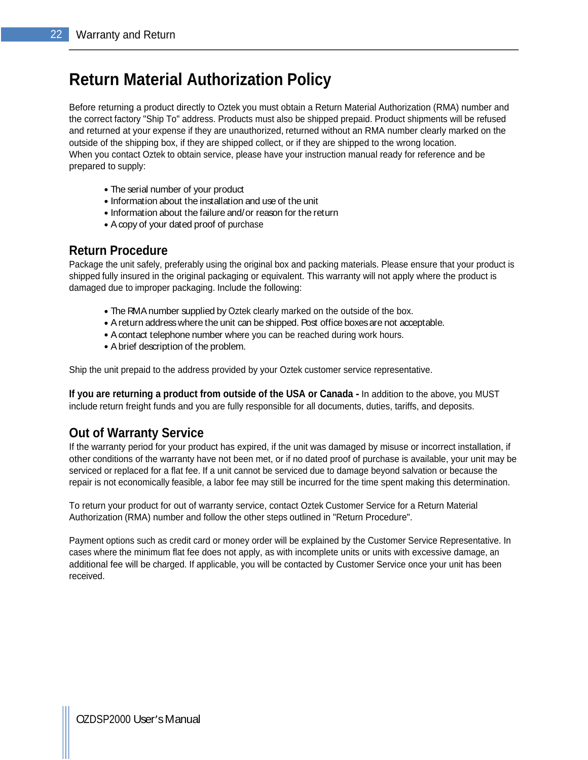# Return Material Authorization Policy

Before returning a product directly to Oztek you must obtain a Return Material Authorization (RMA) number and the correct factory "Ship To" address. Products must also be shipped prepaid. Product shipments will be refused and returned at your expense if they are unauthorized, returned without an RMA number clearly marked on the outside of the shipping box, if they are shipped collect, or if they are shipped to the wrong location.
When you contact Oztek to obtain service, please have your instruction manual ready for reference and be prepared to supply:

- The serial number of your product
- Information about the installation and use of the unit
- Information about the failure and/or reason for the return
- A copy of your dated proof of purchase

## Return Procedure

Package the unit safely, preferably using the original box and packing materials. Please ensure that your product is shipped fully insured in the original packaging or equivalent. This warranty will not apply where the product is damaged due to improper packaging. Include the following:

- The RMA number supplied by Oztek clearly marked on the outside of the box.
- A return address where the unit can be shipped. Post office boxes are not acceptable.
- A contact telephone number where you can be reached during work hours.
- A brief description of the problem.

Ship the unit prepaid to the address provided by your Oztek customer service representative.

**If you are returning a product from outside of the USA or Canada -** In addition to the above, you MUST include return freight funds and you are fully responsible for all documents, duties, tariffs, and deposits.

## Out of Warranty Service

If the warranty period for your product has expired, if the unit was damaged by misuse or incorrect installation, if other conditions of the warranty have not been met, or if no dated proof of purchase is available, your unit may be serviced or replaced for a flat fee. If a unit cannot be serviced due to damage beyond salvation or because the repair is not economically feasible, a labor fee may still be incurred for the time spent making this determination.

To return your product for out of warranty service, contact Oztek Customer Service for a Return Material Authorization (RMA) number and follow the other steps outlined in "Return Procedure".

Payment options such as credit card or money order will be explained by the Customer Service Representative. In cases where the minimum flat fee does not apply, as with incomplete units or units with excessive damage, an additional fee will be charged. If applicable, you will be contacted by Customer Service once your unit has been received.